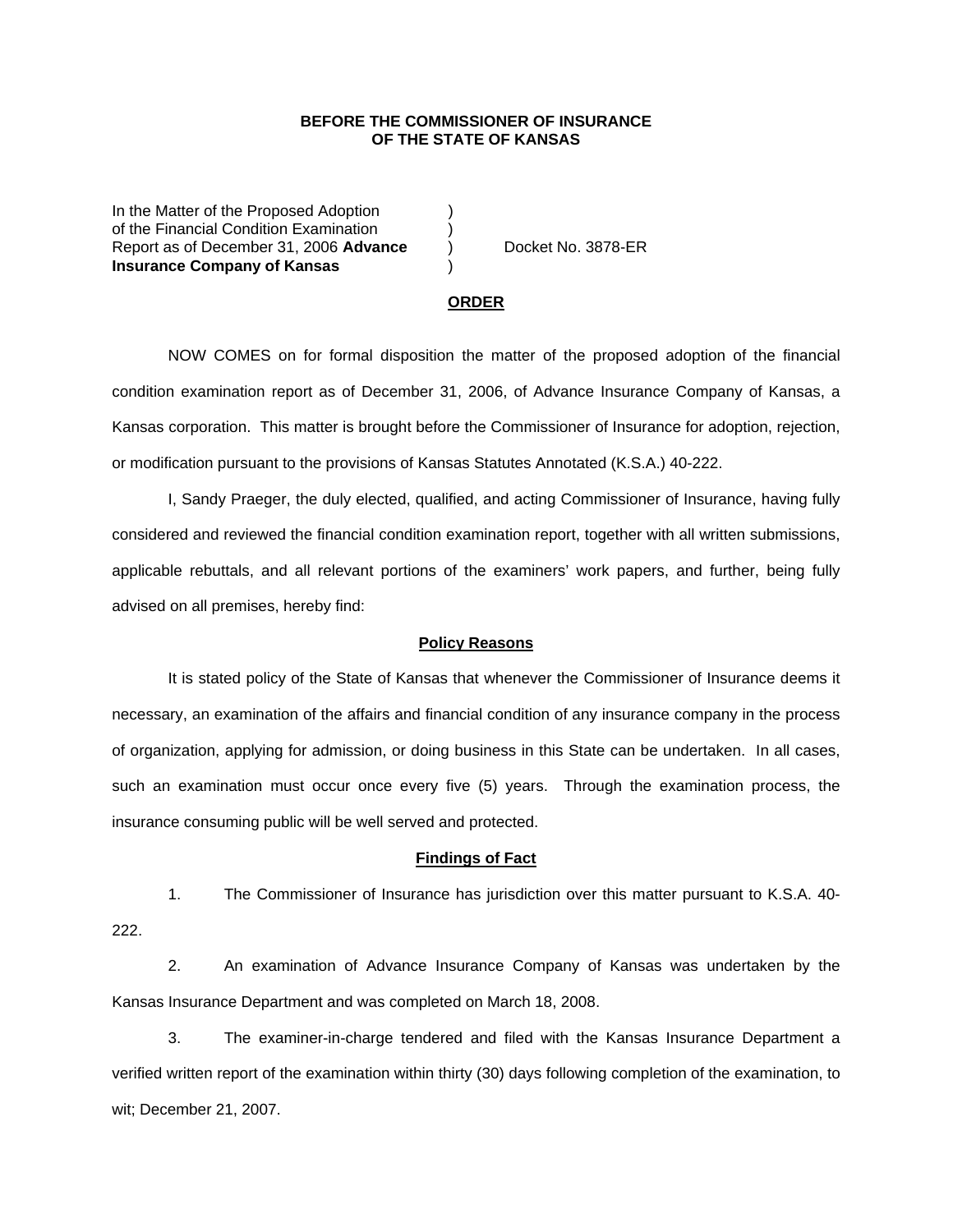**BEFORE THE COMMISSIONER OF INSURANCE**
**OF THE STATE OF KANSAS**

In the Matter of the Proposed Adoption )
of the Financial Condition Examination )
Report as of December 31, 2006 **Advance** ) Docket No. 3878-ER
**Insurance Company of Kansas** )

## ORDER

NOW COMES on for formal disposition the matter of the proposed adoption of the financial condition examination report as of December 31, 2006, of Advance Insurance Company of Kansas, a Kansas corporation. This matter is brought before the Commissioner of Insurance for adoption, rejection, or modification pursuant to the provisions of Kansas Statutes Annotated (K.S.A.) 40-222.

I, Sandy Praeger, the duly elected, qualified, and acting Commissioner of Insurance, having fully considered and reviewed the financial condition examination report, together with all written submissions, applicable rebuttals, and all relevant portions of the examiners' work papers, and further, being fully advised on all premises, hereby find:

### Policy Reasons

It is stated policy of the State of Kansas that whenever the Commissioner of Insurance deems it necessary, an examination of the affairs and financial condition of any insurance company in the process of organization, applying for admission, or doing business in this State can be undertaken. In all cases, such an examination must occur once every five (5) years. Through the examination process, the insurance consuming public will be well served and protected.

### Findings of Fact

1. The Commissioner of Insurance has jurisdiction over this matter pursuant to K.S.A. 40-222.

2. An examination of Advance Insurance Company of Kansas was undertaken by the Kansas Insurance Department and was completed on March 18, 2008.

3. The examiner-in-charge tendered and filed with the Kansas Insurance Department a verified written report of the examination within thirty (30) days following completion of the examination, to wit; December 21, 2007.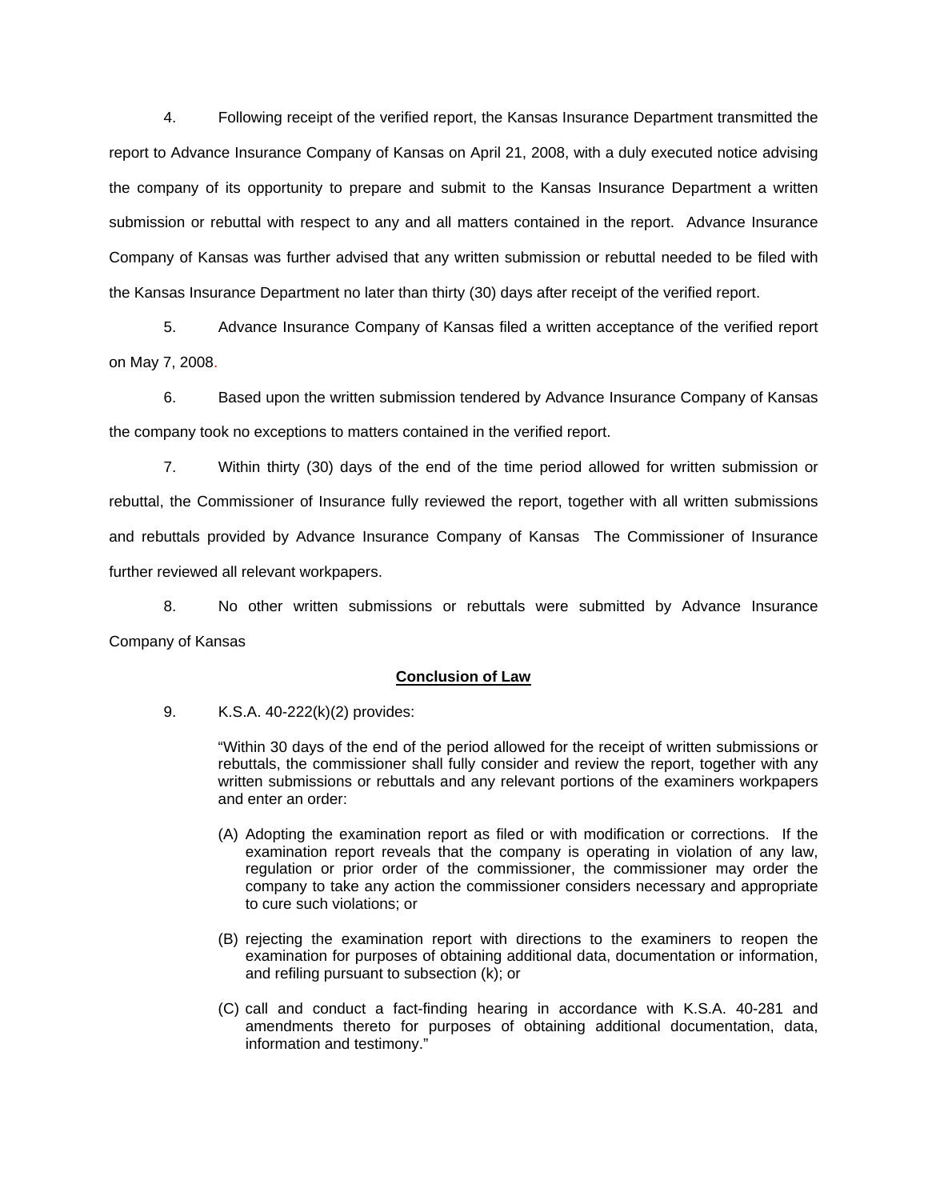4. Following receipt of the verified report, the Kansas Insurance Department transmitted the report to Advance Insurance Company of Kansas on April 21, 2008, with a duly executed notice advising the company of its opportunity to prepare and submit to the Kansas Insurance Department a written submission or rebuttal with respect to any and all matters contained in the report. Advance Insurance Company of Kansas was further advised that any written submission or rebuttal needed to be filed with the Kansas Insurance Department no later than thirty (30) days after receipt of the verified report.

5. Advance Insurance Company of Kansas filed a written acceptance of the verified report on May 7, 2008.

6. Based upon the written submission tendered by Advance Insurance Company of Kansas the company took no exceptions to matters contained in the verified report.

7. Within thirty (30) days of the end of the time period allowed for written submission or rebuttal, the Commissioner of Insurance fully reviewed the report, together with all written submissions and rebuttals provided by Advance Insurance Company of Kansas The Commissioner of Insurance further reviewed all relevant workpapers.

8. No other written submissions or rebuttals were submitted by Advance Insurance Company of Kansas

**Conclusion of Law**

9. K.S.A. 40-222(k)(2) provides:

> "Within 30 days of the end of the period allowed for the receipt of written submissions or rebuttals, the commissioner shall fully consider and review the report, together with any written submissions or rebuttals and any relevant portions of the examiners workpapers and enter an order:
>
> (A) Adopting the examination report as filed or with modification or corrections. If the examination report reveals that the company is operating in violation of any law, regulation or prior order of the commissioner, the commissioner may order the company to take any action the commissioner considers necessary and appropriate to cure such violations; or
>
> (B) rejecting the examination report with directions to the examiners to reopen the examination for purposes of obtaining additional data, documentation or information, and refiling pursuant to subsection (k); or
>
> (C) call and conduct a fact-finding hearing in accordance with K.S.A. 40-281 and amendments thereto for purposes of obtaining additional documentation, data, information and testimony."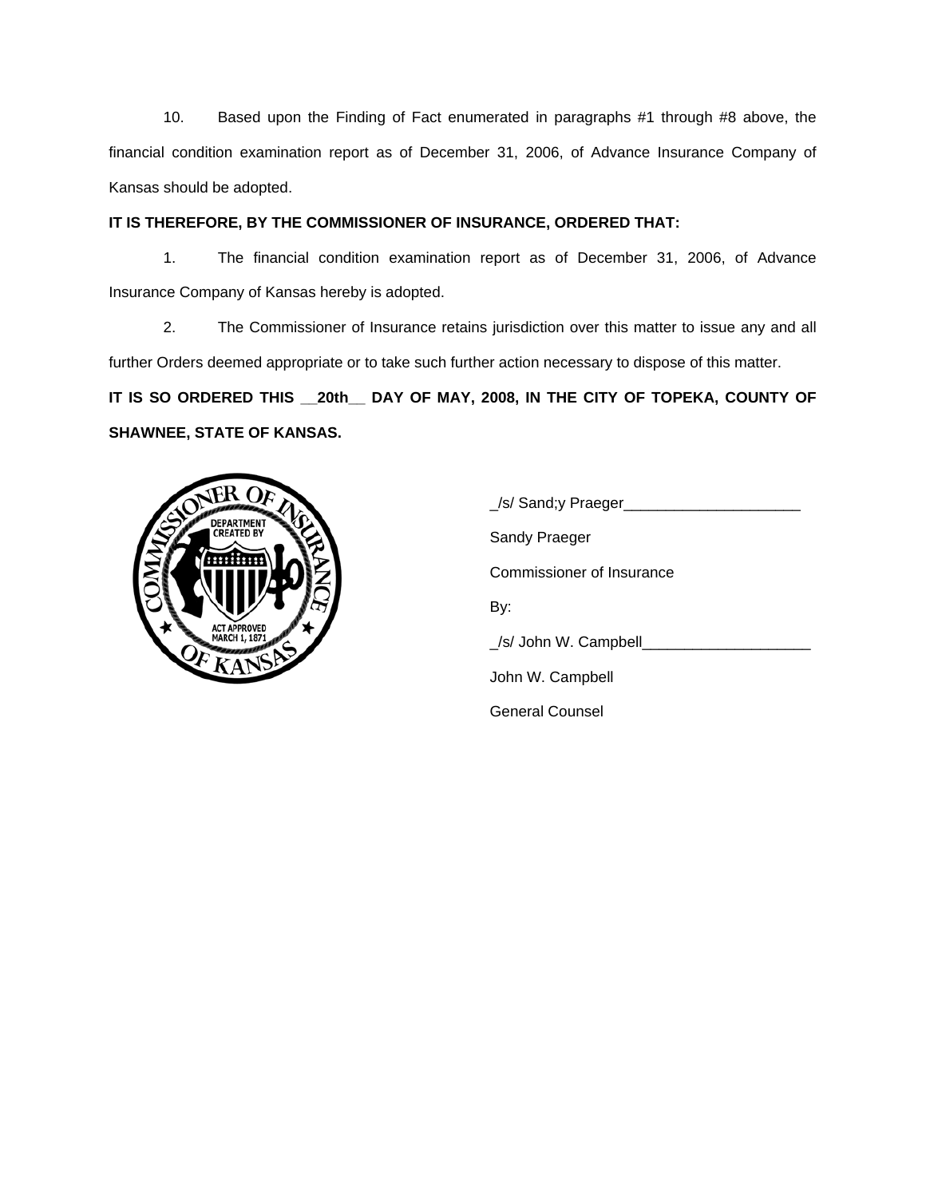10. Based upon the Finding of Fact enumerated in paragraphs #1 through #8 above, the financial condition examination report as of December 31, 2006, of Advance Insurance Company of Kansas should be adopted.

**IT IS THEREFORE, BY THE COMMISSIONER OF INSURANCE, ORDERED THAT:**

1. The financial condition examination report as of December 31, 2006, of Advance Insurance Company of Kansas hereby is adopted.

2. The Commissioner of Insurance retains jurisdiction over this matter to issue any and all further Orders deemed appropriate or to take such further action necessary to dispose of this matter.

**IT IS SO ORDERED THIS __20th__ DAY OF MAY, 2008, IN THE CITY OF TOPEKA, COUNTY OF SHAWNEE, STATE OF KANSAS.**

COMMISSIONER OF INSURANCE
DEPARTMENT CREATED BY
ACT APPROVED MARCH 1, 1871
OF KANSAS

_/s/ Sand;y Praeger_____________________

Sandy Praeger

Commissioner of Insurance

By:

_/s/ John W. Campbell____________________

John W. Campbell

General Counsel